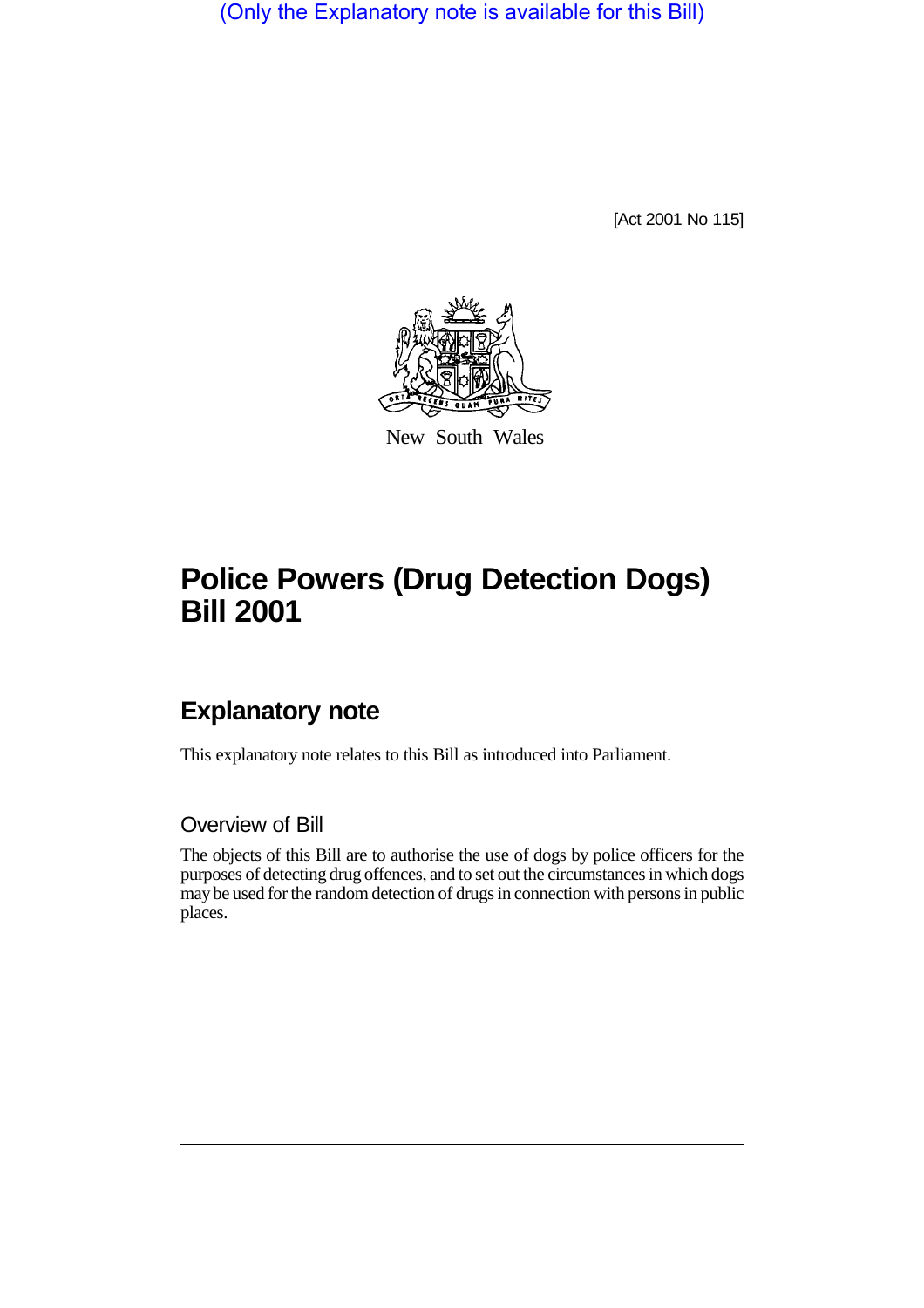(Only the Explanatory note is available for this Bill)

[Act 2001 No 115]

New South Wales

# Police Powers (Drug Detection Dogs) Bill 2001

## Explanatory note

This explanatory note relates to this Bill as introduced into Parliament.

### Overview of Bill

The objects of this Bill are to authorise the use of dogs by police officers for the purposes of detecting drug offences, and to set out the circumstances in which dogs may be used for the random detection of drugs in connection with persons in public places.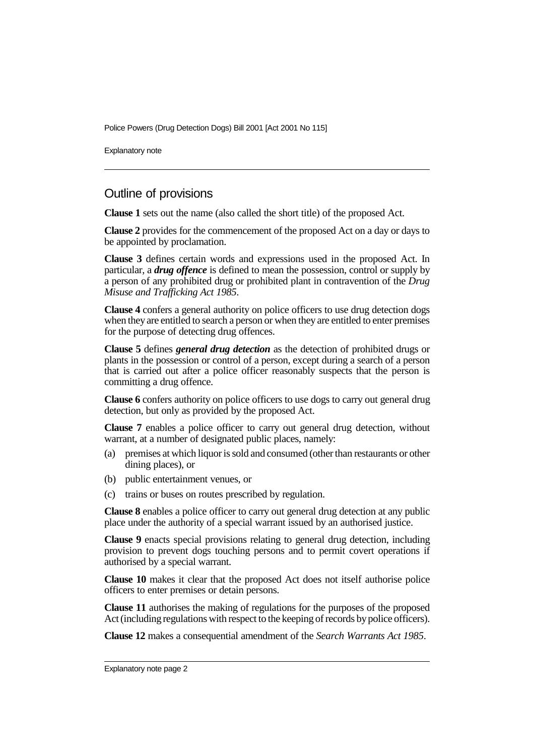## Outline of provisions

**Clause 1** sets out the name (also called the short title) of the proposed Act.

**Clause 2** provides for the commencement of the proposed Act on a day or days to be appointed by proclamation.

**Clause 3** defines certain words and expressions used in the proposed Act. In particular, a ***drug offence*** is defined to mean the possession, control or supply by a person of any prohibited drug or prohibited plant in contravention of the *Drug Misuse and Trafficking Act 1985*.

**Clause 4** confers a general authority on police officers to use drug detection dogs when they are entitled to search a person or when they are entitled to enter premises for the purpose of detecting drug offences.

**Clause 5** defines ***general drug detection*** as the detection of prohibited drugs or plants in the possession or control of a person, except during a search of a person that is carried out after a police officer reasonably suspects that the person is committing a drug offence.

**Clause 6** confers authority on police officers to use dogs to carry out general drug detection, but only as provided by the proposed Act.

**Clause 7** enables a police officer to carry out general drug detection, without warrant, at a number of designated public places, namely:

(a) premises at which liquor is sold and consumed (other than restaurants or other dining places), or

(b) public entertainment venues, or

(c) trains or buses on routes prescribed by regulation.

**Clause 8** enables a police officer to carry out general drug detection at any public place under the authority of a special warrant issued by an authorised justice.

**Clause 9** enacts special provisions relating to general drug detection, including provision to prevent dogs touching persons and to permit covert operations if authorised by a special warrant.

**Clause 10** makes it clear that the proposed Act does not itself authorise police officers to enter premises or detain persons.

**Clause 11** authorises the making of regulations for the purposes of the proposed Act (including regulations with respect to the keeping of records by police officers).

**Clause 12** makes a consequential amendment of the *Search Warrants Act 1985*.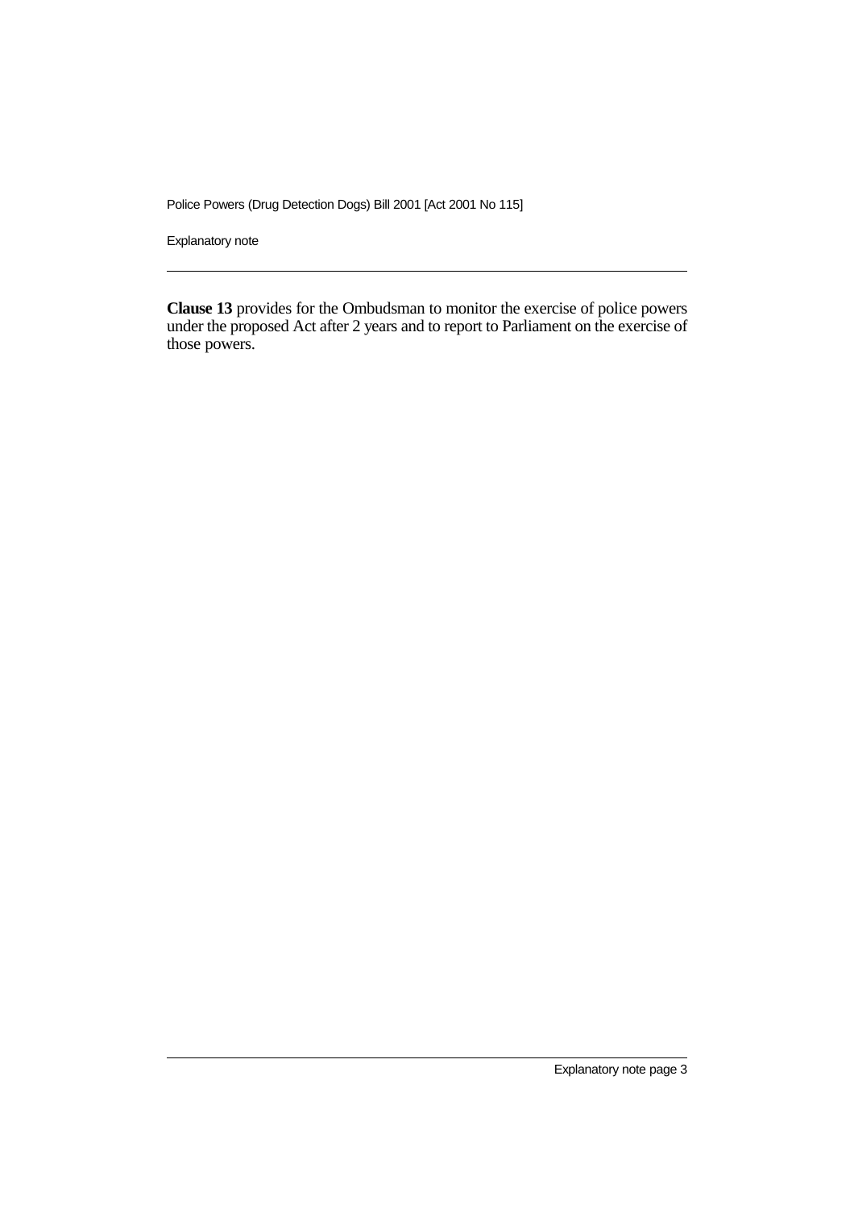**Clause 13** provides for the Ombudsman to monitor the exercise of police powers under the proposed Act after 2 years and to report to Parliament on the exercise of those powers.